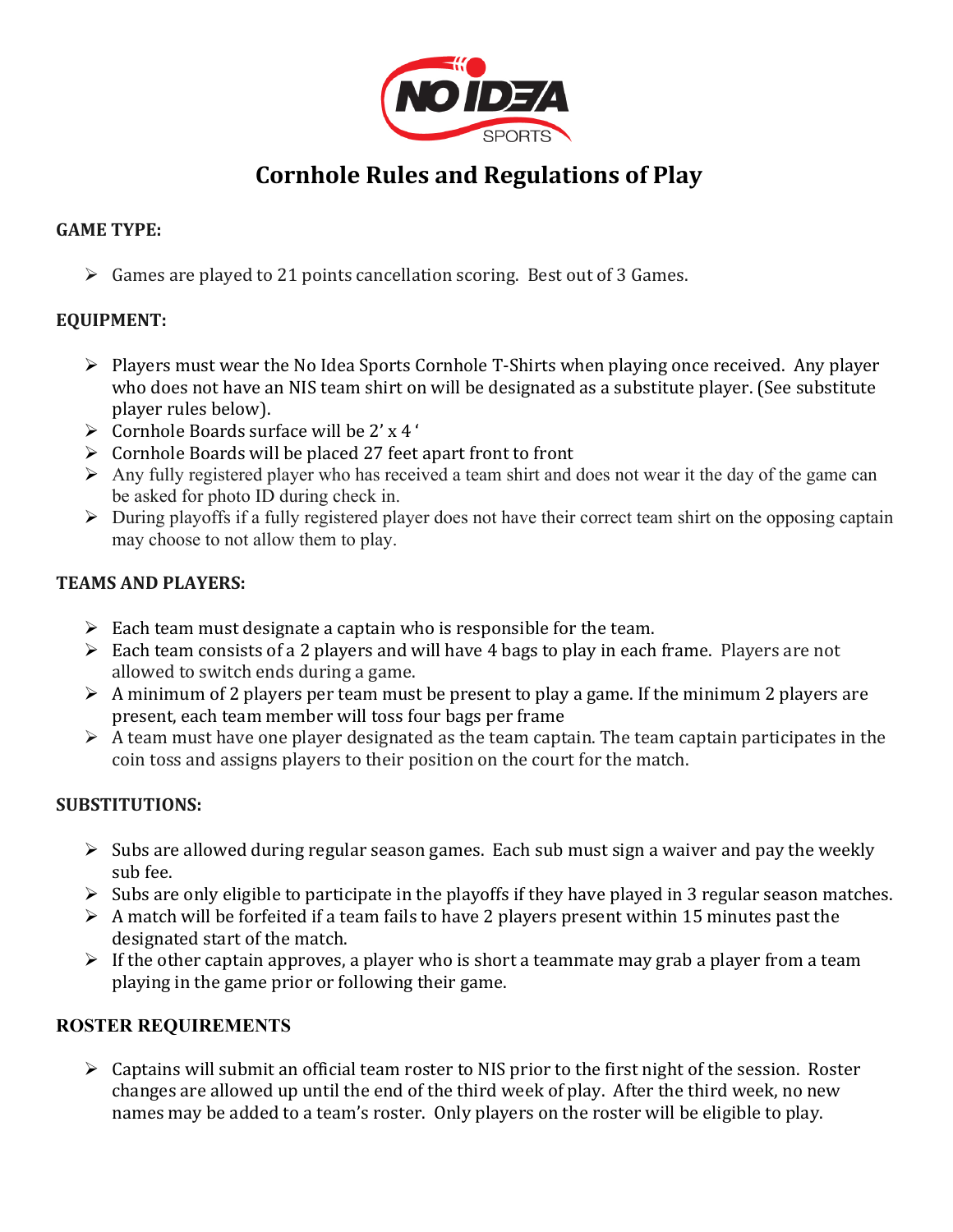# Cornhole Rules and Regulations of Play

**GAME TYPE:**

- Games are played to 21 points cancellation scoring. Best out of 3 Games.

**EQUIPMENT:**

- Players must wear the No Idea Sports Cornhole T-Shirts when playing once received. Any player who does not have an NIS team shirt on will be designated as a substitute player. (See substitute player rules below).
- Cornhole Boards surface will be 2' x 4 '
- Cornhole Boards will be placed 27 feet apart front to front
- Any fully registered player who has received a team shirt and does not wear it the day of the game can be asked for photo ID during check in.
- During playoffs if a fully registered player does not have their correct team shirt on the opposing captain may choose to not allow them to play.

**TEAMS AND PLAYERS:**

- Each team must designate a captain who is responsible for the team.
- Each team consists of a 2 players and will have 4 bags to play in each frame. Players are not allowed to switch ends during a game.
- A minimum of 2 players per team must be present to play a game. If the minimum 2 players are present, each team member will toss four bags per frame
- A team must have one player designated as the team captain. The team captain participates in the coin toss and assigns players to their position on the court for the match.

**SUBSTITUTIONS:**

- Subs are allowed during regular season games. Each sub must sign a waiver and pay the weekly sub fee.
- Subs are only eligible to participate in the playoffs if they have played in 3 regular season matches.
- A match will be forfeited if a team fails to have 2 players present within 15 minutes past the designated start of the match.
- If the other captain approves, a player who is short a teammate may grab a player from a team playing in the game prior or following their game.

**ROSTER REQUIREMENTS**

- Captains will submit an official team roster to NIS prior to the first night of the session. Roster changes are allowed up until the end of the third week of play. After the third week, no new names may be added to a team's roster. Only players on the roster will be eligible to play.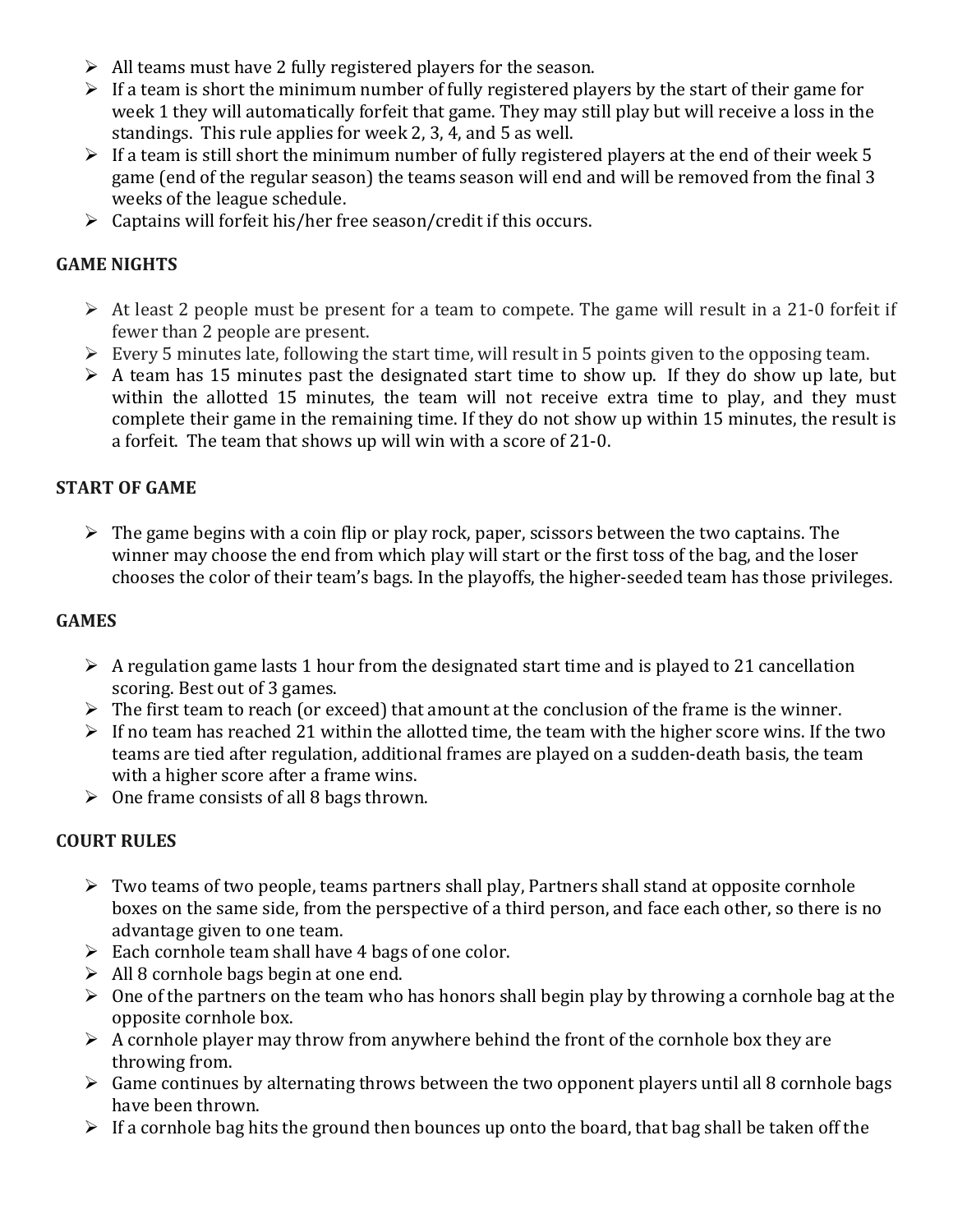- All teams must have 2 fully registered players for the season.
- If a team is short the minimum number of fully registered players by the start of their game for week 1 they will automatically forfeit that game. They may still play but will receive a loss in the standings. This rule applies for week 2, 3, 4, and 5 as well.
- If a team is still short the minimum number of fully registered players at the end of their week 5 game (end of the regular season) the teams season will end and will be removed from the final 3 weeks of the league schedule.
- Captains will forfeit his/her free season/credit if this occurs.

## GAME NIGHTS

- At least 2 people must be present for a team to compete. The game will result in a 21-0 forfeit if fewer than 2 people are present.
- Every 5 minutes late, following the start time, will result in 5 points given to the opposing team.
- A team has 15 minutes past the designated start time to show up. If they do show up late, but within the allotted 15 minutes, the team will not receive extra time to play, and they must complete their game in the remaining time. If they do not show up within 15 minutes, the result is a forfeit. The team that shows up will win with a score of 21-0.

## START OF GAME

- The game begins with a coin flip or play rock, paper, scissors between the two captains. The winner may choose the end from which play will start or the first toss of the bag, and the loser chooses the color of their team's bags. In the playoffs, the higher-seeded team has those privileges.

## GAMES

- A regulation game lasts 1 hour from the designated start time and is played to 21 cancellation scoring. Best out of 3 games.
- The first team to reach (or exceed) that amount at the conclusion of the frame is the winner.
- If no team has reached 21 within the allotted time, the team with the higher score wins. If the two teams are tied after regulation, additional frames are played on a sudden-death basis, the team with a higher score after a frame wins.
- One frame consists of all 8 bags thrown.

## COURT RULES

- Two teams of two people, teams partners shall play, Partners shall stand at opposite cornhole boxes on the same side, from the perspective of a third person, and face each other, so there is no advantage given to one team.
- Each cornhole team shall have 4 bags of one color.
- All 8 cornhole bags begin at one end.
- One of the partners on the team who has honors shall begin play by throwing a cornhole bag at the opposite cornhole box.
- A cornhole player may throw from anywhere behind the front of the cornhole box they are throwing from.
- Game continues by alternating throws between the two opponent players until all 8 cornhole bags have been thrown.
- If a cornhole bag hits the ground then bounces up onto the board, that bag shall be taken off the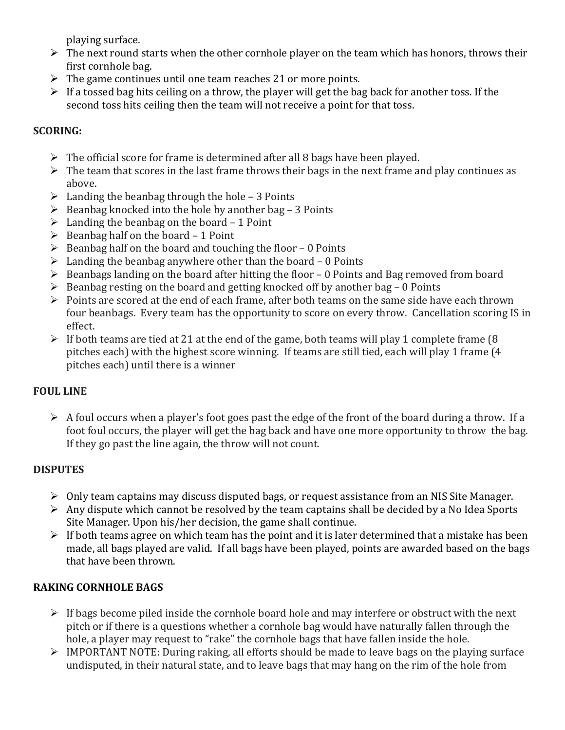playing surface.

- The next round starts when the other cornhole player on the team which has honors, throws their first cornhole bag.
- The game continues until one team reaches 21 or more points.
- If a tossed bag hits ceiling on a throw, the player will get the bag back for another toss. If the second toss hits ceiling then the team will not receive a point for that toss.

**SCORING:**

- The official score for frame is determined after all 8 bags have been played.
- The team that scores in the last frame throws their bags in the next frame and play continues as above.
- Landing the beanbag through the hole – 3 Points
- Beanbag knocked into the hole by another bag – 3 Points
- Landing the beanbag on the board – 1 Point
- Beanbag half on the board – 1 Point
- Beanbag half on the board and touching the floor – 0 Points
- Landing the beanbag anywhere other than the board – 0 Points
- Beanbags landing on the board after hitting the floor – 0 Points and Bag removed from board
- Beanbag resting on the board and getting knocked off by another bag – 0 Points
- Points are scored at the end of each frame, after both teams on the same side have each thrown four beanbags. Every team has the opportunity to score on every throw. Cancellation scoring IS in effect.
- If both teams are tied at 21 at the end of the game, both teams will play 1 complete frame (8 pitches each) with the highest score winning. If teams are still tied, each will play 1 frame (4 pitches each) until there is a winner

**FOUL LINE**

- A foul occurs when a player's foot goes past the edge of the front of the board during a throw. If a foot foul occurs, the player will get the bag back and have one more opportunity to throw the bag. If they go past the line again, the throw will not count.

**DISPUTES**

- Only team captains may discuss disputed bags, or request assistance from an NIS Site Manager.
- Any dispute which cannot be resolved by the team captains shall be decided by a No Idea Sports Site Manager. Upon his/her decision, the game shall continue.
- If both teams agree on which team has the point and it is later determined that a mistake has been made, all bags played are valid. If all bags have been played, points are awarded based on the bags that have been thrown.

**RAKING CORNHOLE BAGS**

- If bags become piled inside the cornhole board hole and may interfere or obstruct with the next pitch or if there is a questions whether a cornhole bag would have naturally fallen through the hole, a player may request to "rake" the cornhole bags that have fallen inside the hole.
- IMPORTANT NOTE: During raking, all efforts should be made to leave bags on the playing surface undisputed, in their natural state, and to leave bags that may hang on the rim of the hole from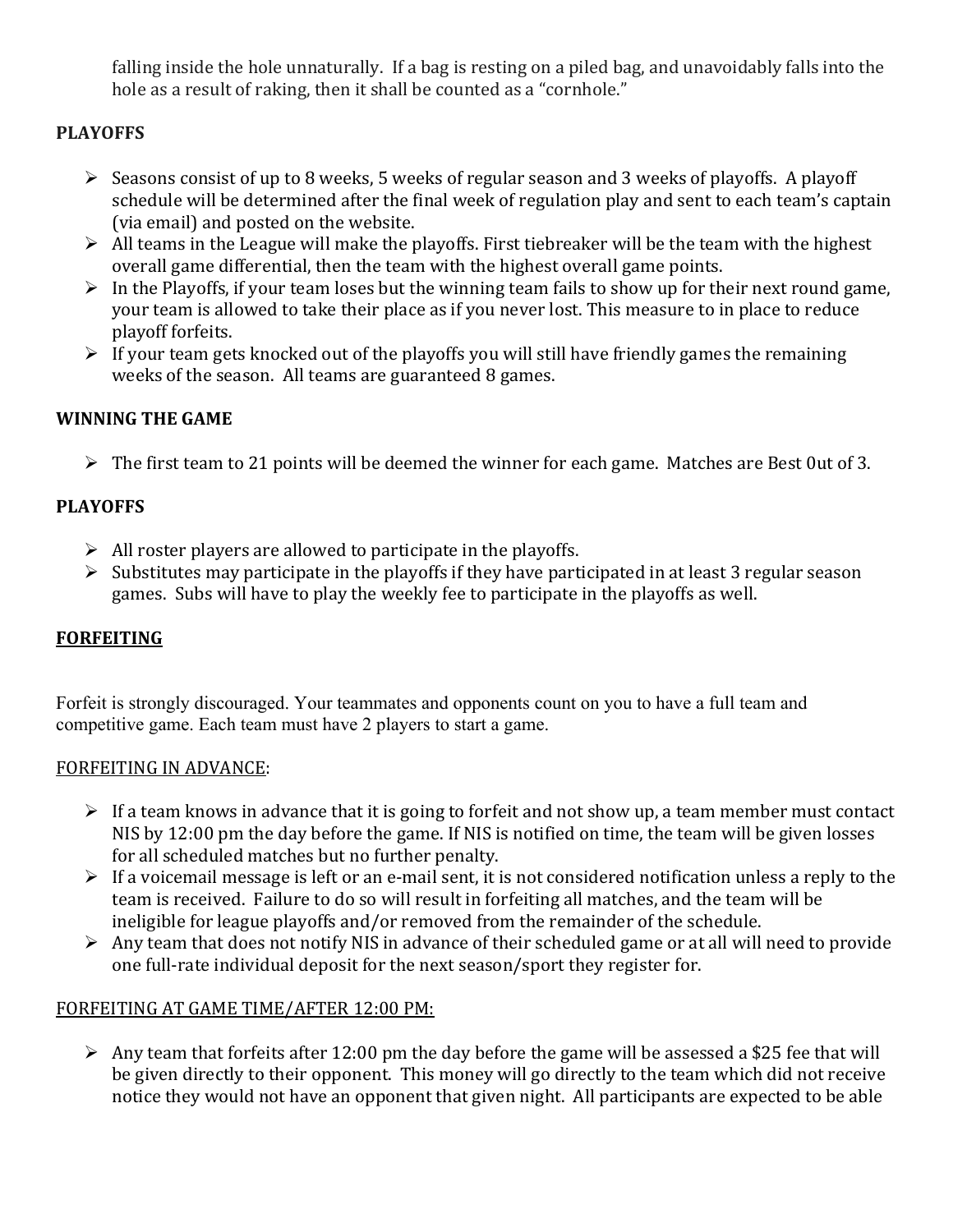falling inside the hole unnaturally. If a bag is resting on a piled bag, and unavoidably falls into the hole as a result of raking, then it shall be counted as a "cornhole."

**PLAYOFFS**

- Seasons consist of up to 8 weeks, 5 weeks of regular season and 3 weeks of playoffs. A playoff schedule will be determined after the final week of regulation play and sent to each team's captain (via email) and posted on the website.
- All teams in the League will make the playoffs. First tiebreaker will be the team with the highest overall game differential, then the team with the highest overall game points.
- In the Playoffs, if your team loses but the winning team fails to show up for their next round game, your team is allowed to take their place as if you never lost. This measure to in place to reduce playoff forfeits.
- If your team gets knocked out of the playoffs you will still have friendly games the remaining weeks of the season. All teams are guaranteed 8 games.

**WINNING THE GAME**

- The first team to 21 points will be deemed the winner for each game. Matches are Best 0ut of 3.

**PLAYOFFS**

- All roster players are allowed to participate in the playoffs.
- Substitutes may participate in the playoffs if they have participated in at least 3 regular season games. Subs will have to play the weekly fee to participate in the playoffs as well.

**FORFEITING**

Forfeit is strongly discouraged. Your teammates and opponents count on you to have a full team and competitive game. Each team must have 2 players to start a game.

FORFEITING IN ADVANCE:

- If a team knows in advance that it is going to forfeit and not show up, a team member must contact NIS by 12:00 pm the day before the game. If NIS is notified on time, the team will be given losses for all scheduled matches but no further penalty.
- If a voicemail message is left or an e-mail sent, it is not considered notification unless a reply to the team is received. Failure to do so will result in forfeiting all matches, and the team will be ineligible for league playoffs and/or removed from the remainder of the schedule.
- Any team that does not notify NIS in advance of their scheduled game or at all will need to provide one full-rate individual deposit for the next season/sport they register for.

FORFEITING AT GAME TIME/AFTER 12:00 PM:

- Any team that forfeits after 12:00 pm the day before the game will be assessed a $25 fee that will be given directly to their opponent. This money will go directly to the team which did not receive notice they would not have an opponent that given night. All participants are expected to be able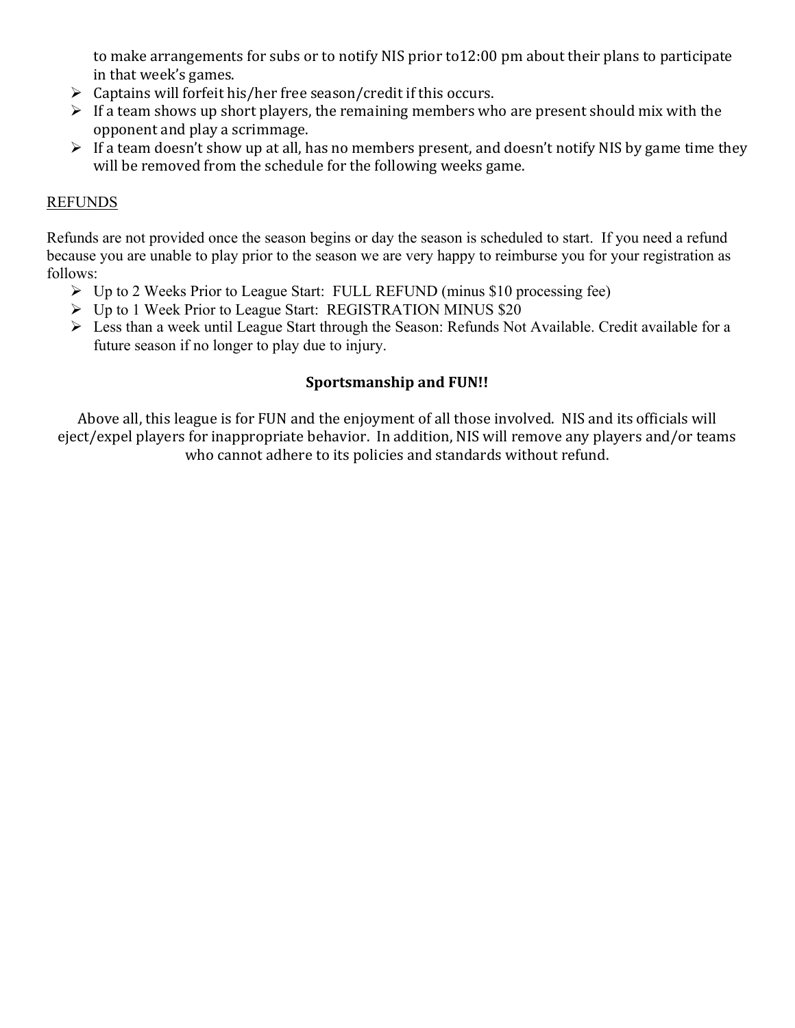to make arrangements for subs or to notify NIS prior to12:00 pm about their plans to participate in that week's games.

- Captains will forfeit his/her free season/credit if this occurs.
- If a team shows up short players, the remaining members who are present should mix with the opponent and play a scrimmage.
- If a team doesn't show up at all, has no members present, and doesn't notify NIS by game time they will be removed from the schedule for the following weeks game.

## REFUNDS

Refunds are not provided once the season begins or day the season is scheduled to start. If you need a refund because you are unable to play prior to the season we are very happy to reimburse you for your registration as follows:

- Up to 2 Weeks Prior to League Start: FULL REFUND (minus $10 processing fee)
- Up to 1 Week Prior to League Start: REGISTRATION MINUS $20
- Less than a week until League Start through the Season: Refunds Not Available. Credit available for a future season if no longer to play due to injury.

## Sportsmanship and FUN!!

Above all, this league is for FUN and the enjoyment of all those involved. NIS and its officials will eject/expel players for inappropriate behavior. In addition, NIS will remove any players and/or teams who cannot adhere to its policies and standards without refund.